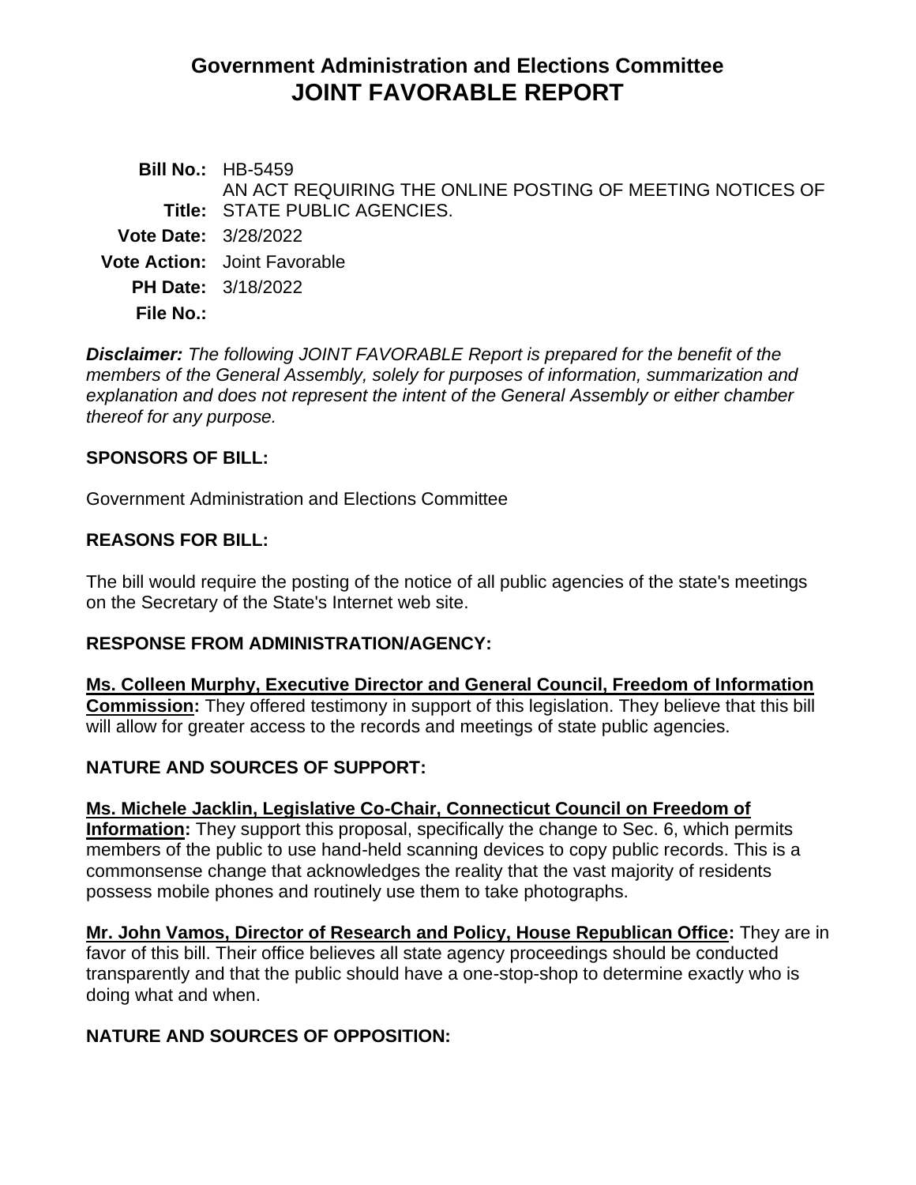# Government Administration and Elections Committee
# JOINT FAVORABLE REPORT

**Bill No.:** HB-5459
**Title:** AN ACT REQUIRING THE ONLINE POSTING OF MEETING NOTICES OF STATE PUBLIC AGENCIES.
**Vote Date:** 3/28/2022
**Vote Action:** Joint Favorable
**PH Date:** 3/18/2022
**File No.:**

***Disclaimer:*** *The following JOINT FAVORABLE Report is prepared for the benefit of the members of the General Assembly, solely for purposes of information, summarization and explanation and does not represent the intent of the General Assembly or either chamber thereof for any purpose.*

## SPONSORS OF BILL:

Government Administration and Elections Committee

## REASONS FOR BILL:

The bill would require the posting of the notice of all public agencies of the state's meetings on the Secretary of the State's Internet web site.

## RESPONSE FROM ADMINISTRATION/AGENCY:

**Ms. Colleen Murphy, Executive Director and General Council, Freedom of Information Commission:** They offered testimony in support of this legislation. They believe that this bill will allow for greater access to the records and meetings of state public agencies.

## NATURE AND SOURCES OF SUPPORT:

**Ms. Michele Jacklin, Legislative Co-Chair, Connecticut Council on Freedom of Information:** They support this proposal, specifically the change to Sec. 6, which permits members of the public to use hand-held scanning devices to copy public records. This is a commonsense change that acknowledges the reality that the vast majority of residents possess mobile phones and routinely use them to take photographs.

**Mr. John Vamos, Director of Research and Policy, House Republican Office:** They are in favor of this bill. Their office believes all state agency proceedings should be conducted transparently and that the public should have a one-stop-shop to determine exactly who is doing what and when.

## NATURE AND SOURCES OF OPPOSITION: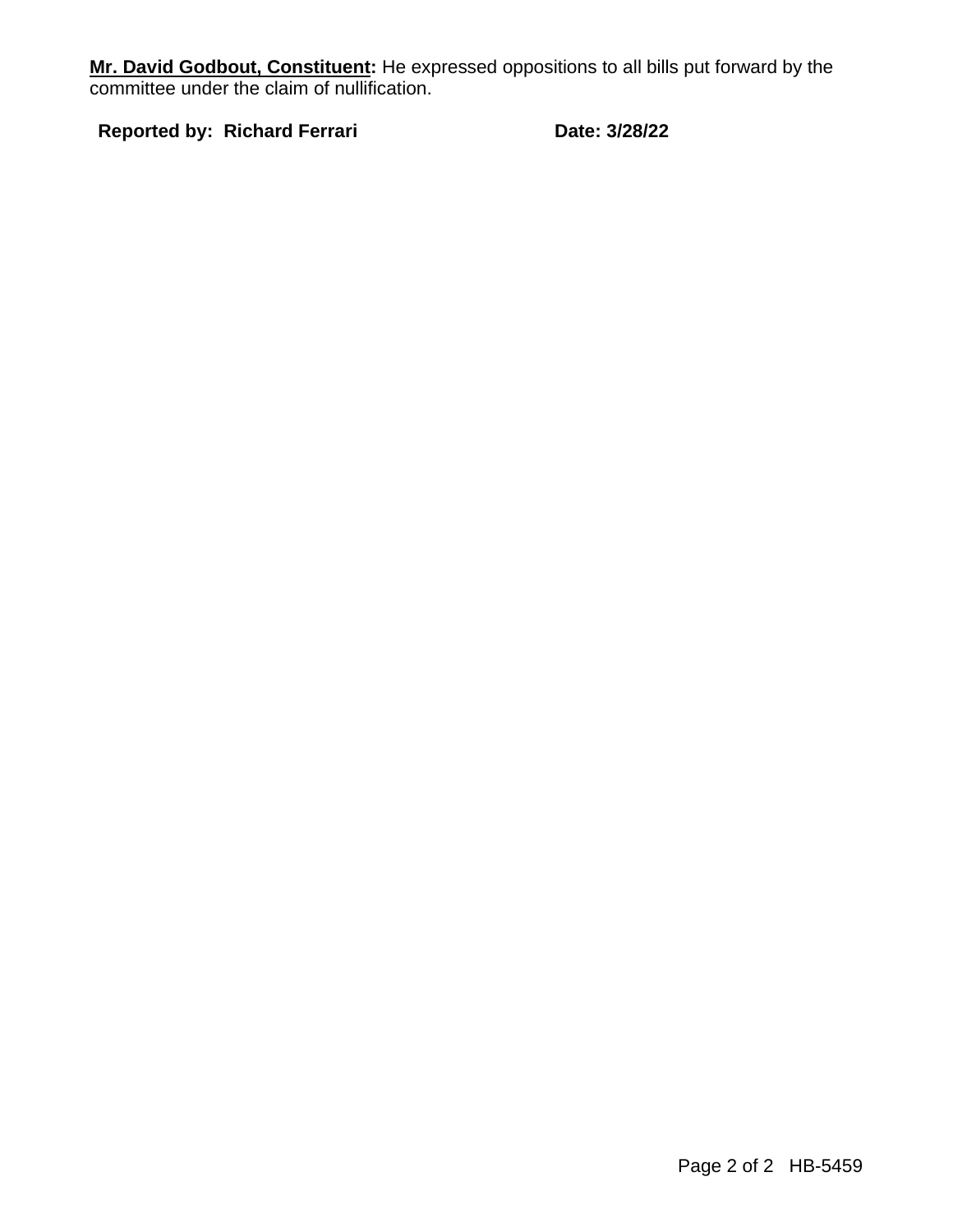**Mr. David Godbout, Constituent:** He expressed oppositions to all bills put forward by the committee under the claim of nullification.

**Reported by: Richard Ferrari** **Date: 3/28/22**